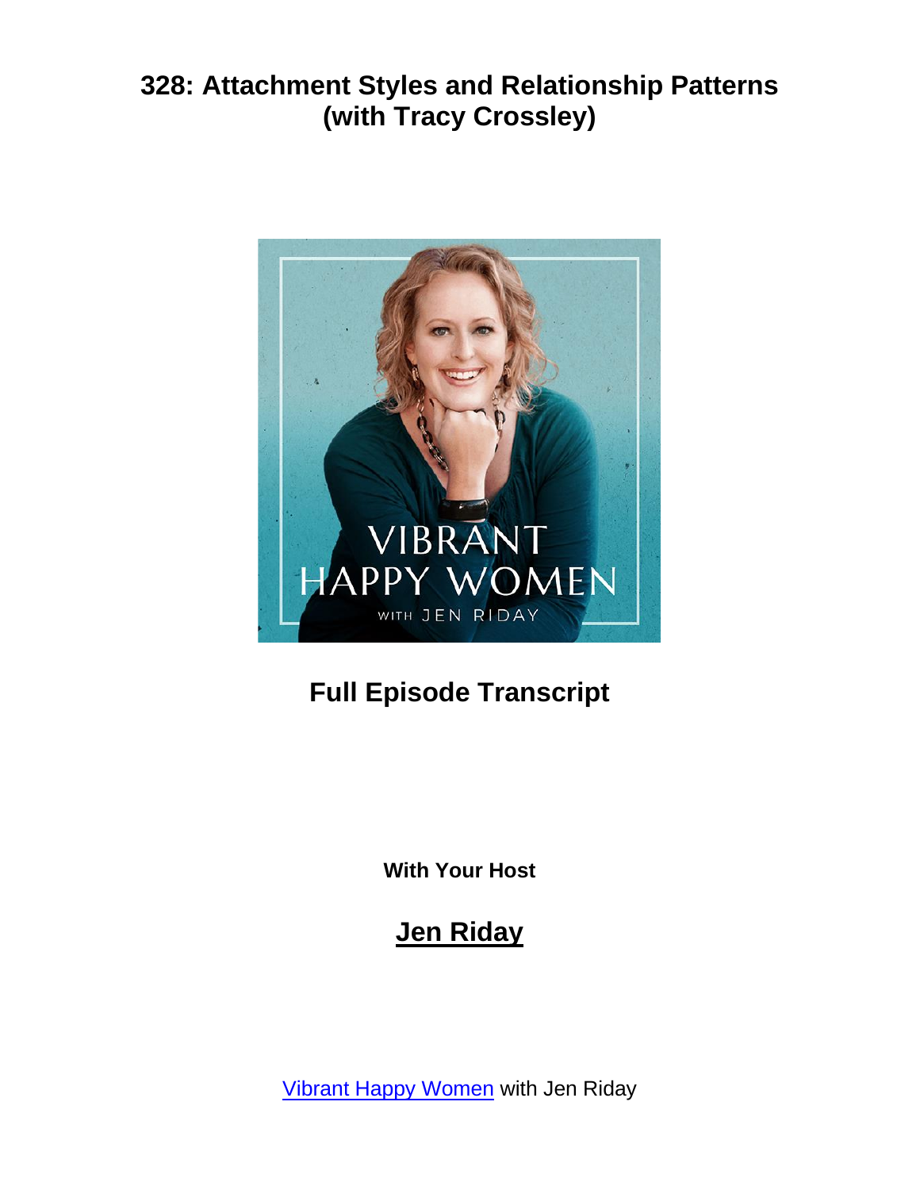# 328: Attachment Styles and Relationship Patterns (with Tracy Crossley)

## Full Episode Transcript

**With Your Host**

## Jen Riday

Vibrant Happy Women with Jen Riday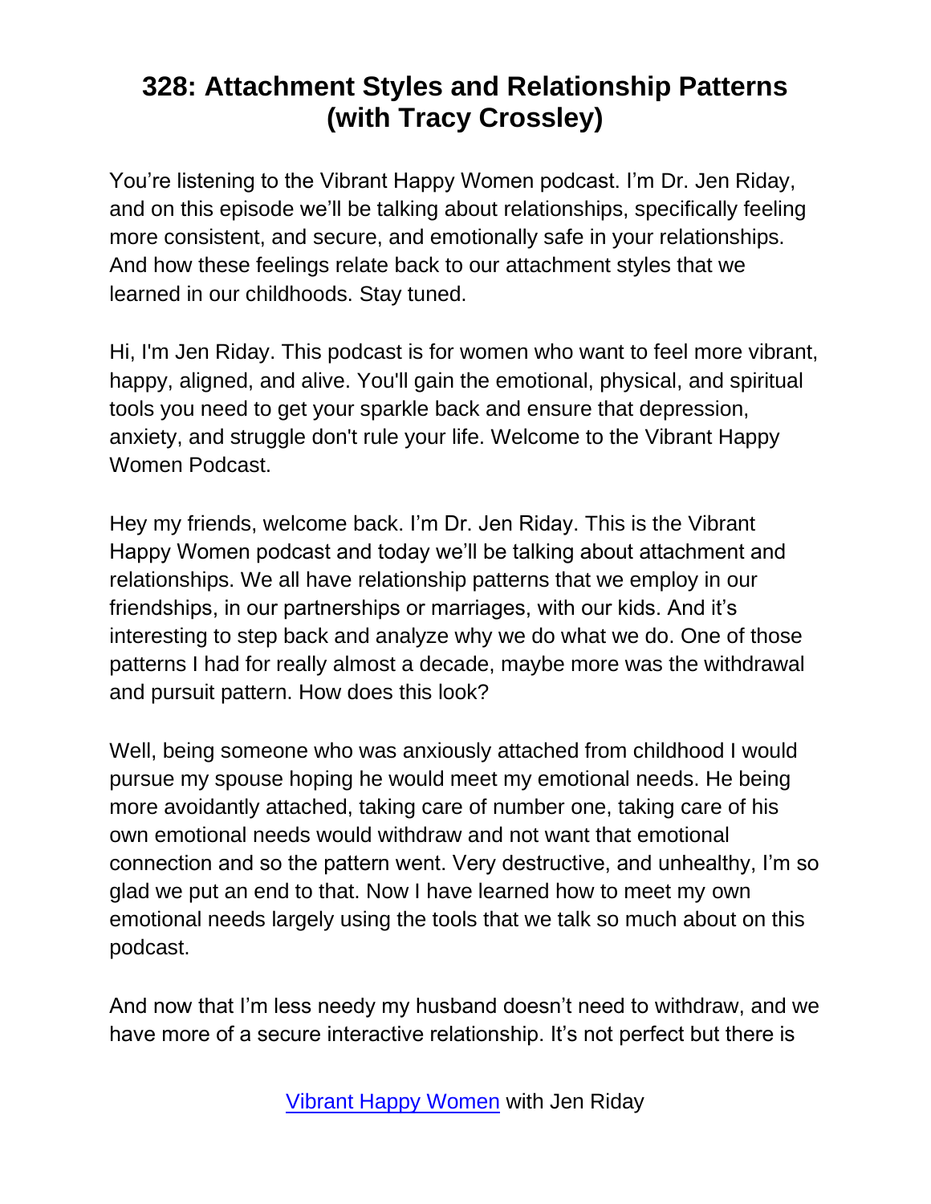# 328: Attachment Styles and Relationship Patterns (with Tracy Crossley)

You're listening to the Vibrant Happy Women podcast. I'm Dr. Jen Riday, and on this episode we'll be talking about relationships, specifically feeling more consistent, and secure, and emotionally safe in your relationships. And how these feelings relate back to our attachment styles that we learned in our childhoods. Stay tuned.

Hi, I'm Jen Riday. This podcast is for women who want to feel more vibrant, happy, aligned, and alive. You'll gain the emotional, physical, and spiritual tools you need to get your sparkle back and ensure that depression, anxiety, and struggle don't rule your life. Welcome to the Vibrant Happy Women Podcast.

Hey my friends, welcome back. I'm Dr. Jen Riday. This is the Vibrant Happy Women podcast and today we'll be talking about attachment and relationships. We all have relationship patterns that we employ in our friendships, in our partnerships or marriages, with our kids. And it's interesting to step back and analyze why we do what we do. One of those patterns I had for really almost a decade, maybe more was the withdrawal and pursuit pattern. How does this look?

Well, being someone who was anxiously attached from childhood I would pursue my spouse hoping he would meet my emotional needs. He being more avoidantly attached, taking care of number one, taking care of his own emotional needs would withdraw and not want that emotional connection and so the pattern went. Very destructive, and unhealthy, I'm so glad we put an end to that. Now I have learned how to meet my own emotional needs largely using the tools that we talk so much about on this podcast.

And now that I'm less needy my husband doesn't need to withdraw, and we have more of a secure interactive relationship. It's not perfect but there is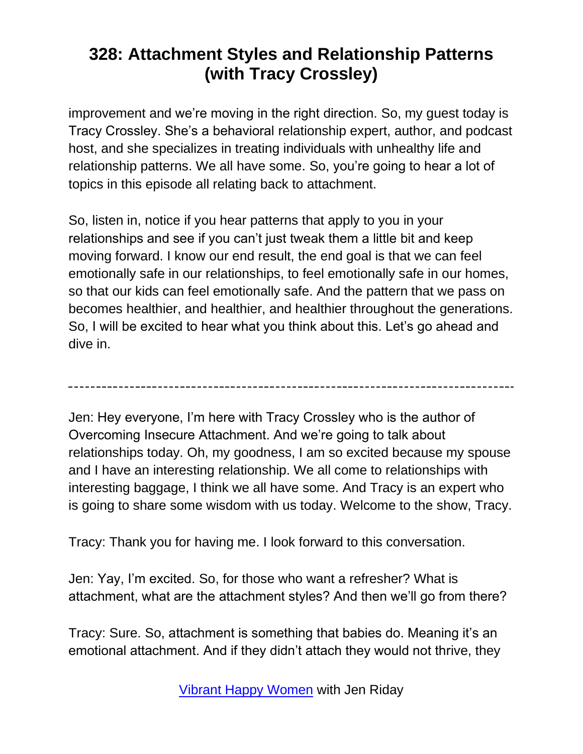improvement and we're moving in the right direction. So, my guest today is Tracy Crossley. She's a behavioral relationship expert, author, and podcast host, and she specializes in treating individuals with unhealthy life and relationship patterns. We all have some. So, you're going to hear a lot of topics in this episode all relating back to attachment.

So, listen in, notice if you hear patterns that apply to you in your relationships and see if you can't just tweak them a little bit and keep moving forward. I know our end result, the end goal is that we can feel emotionally safe in our relationships, to feel emotionally safe in our homes, so that our kids can feel emotionally safe. And the pattern that we pass on becomes healthier, and healthier, and healthier throughout the generations. So, I will be excited to hear what you think about this. Let's go ahead and dive in.

---

Jen: Hey everyone, I'm here with Tracy Crossley who is the author of Overcoming Insecure Attachment. And we're going to talk about relationships today. Oh, my goodness, I am so excited because my spouse and I have an interesting relationship. We all come to relationships with interesting baggage, I think we all have some. And Tracy is an expert who is going to share some wisdom with us today. Welcome to the show, Tracy.

Tracy: Thank you for having me. I look forward to this conversation.

Jen: Yay, I'm excited. So, for those who want a refresher? What is attachment, what are the attachment styles? And then we'll go from there?

Tracy: Sure. So, attachment is something that babies do. Meaning it's an emotional attachment. And if they didn't attach they would not thrive, they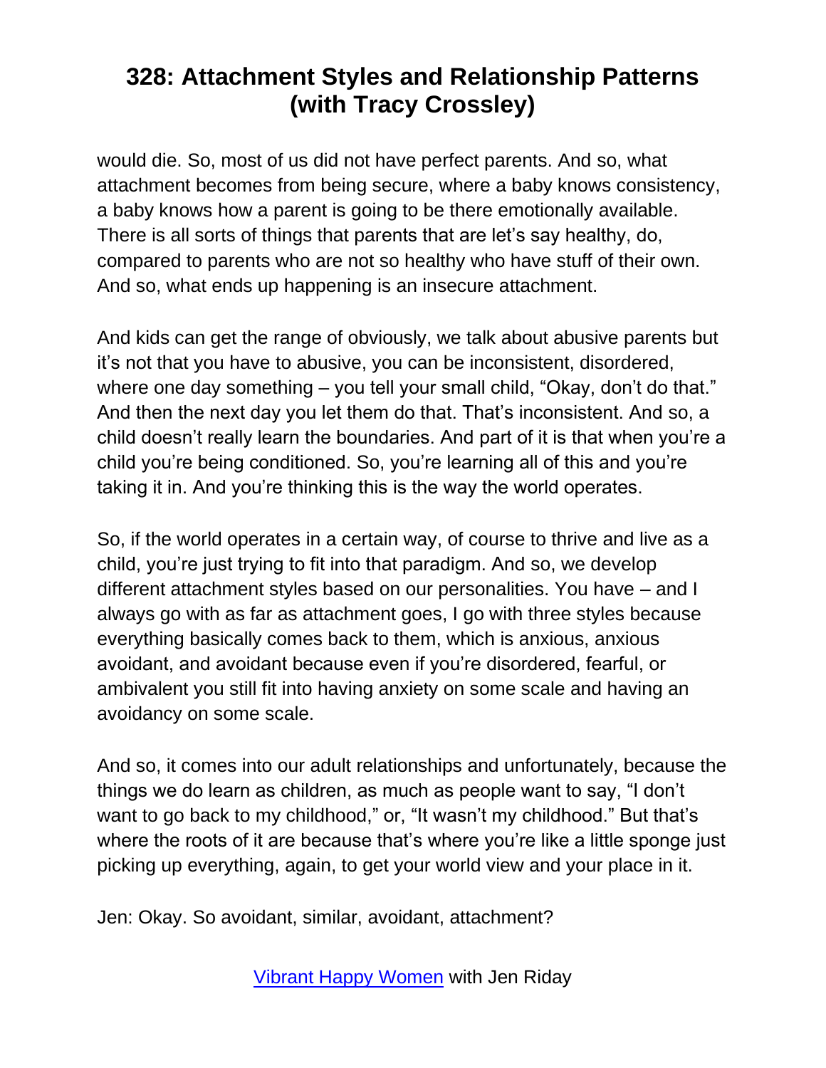would die. So, most of us did not have perfect parents. And so, what attachment becomes from being secure, where a baby knows consistency, a baby knows how a parent is going to be there emotionally available. There is all sorts of things that parents that are let's say healthy, do, compared to parents who are not so healthy who have stuff of their own. And so, what ends up happening is an insecure attachment.

And kids can get the range of obviously, we talk about abusive parents but it's not that you have to abusive, you can be inconsistent, disordered, where one day something – you tell your small child, "Okay, don't do that." And then the next day you let them do that. That's inconsistent. And so, a child doesn't really learn the boundaries. And part of it is that when you're a child you're being conditioned. So, you're learning all of this and you're taking it in. And you're thinking this is the way the world operates.

So, if the world operates in a certain way, of course to thrive and live as a child, you're just trying to fit into that paradigm. And so, we develop different attachment styles based on our personalities. You have – and I always go with as far as attachment goes, I go with three styles because everything basically comes back to them, which is anxious, anxious avoidant, and avoidant because even if you're disordered, fearful, or ambivalent you still fit into having anxiety on some scale and having an avoidancy on some scale.

And so, it comes into our adult relationships and unfortunately, because the things we do learn as children, as much as people want to say, "I don't want to go back to my childhood," or, "It wasn't my childhood." But that's where the roots of it are because that's where you're like a little sponge just picking up everything, again, to get your world view and your place in it.

Jen: Okay. So avoidant, similar, avoidant, attachment?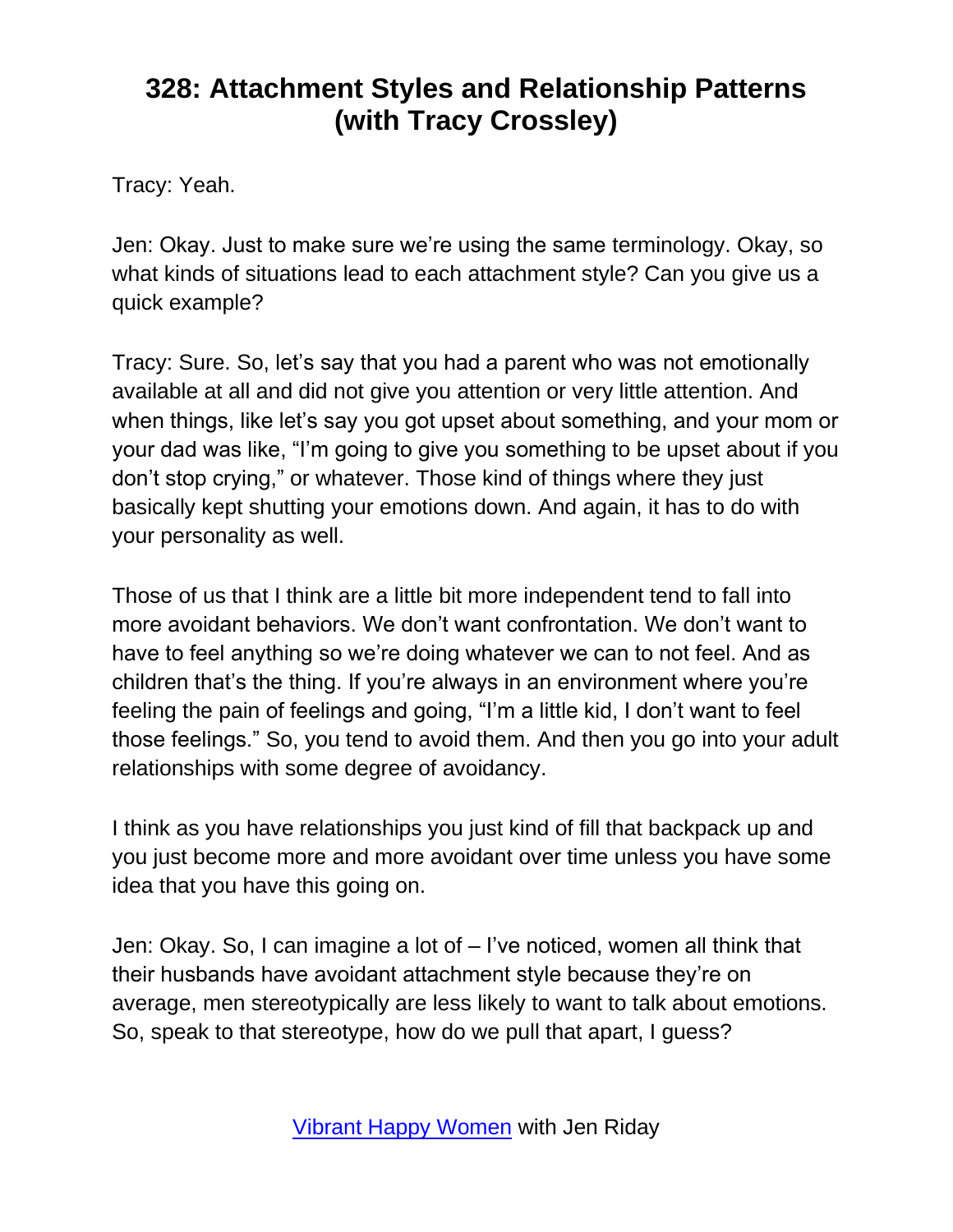Tracy: Yeah.

Jen: Okay. Just to make sure we're using the same terminology. Okay, so what kinds of situations lead to each attachment style? Can you give us a quick example?

Tracy: Sure. So, let's say that you had a parent who was not emotionally available at all and did not give you attention or very little attention. And when things, like let's say you got upset about something, and your mom or your dad was like, "I'm going to give you something to be upset about if you don't stop crying," or whatever. Those kind of things where they just basically kept shutting your emotions down. And again, it has to do with your personality as well.

Those of us that I think are a little bit more independent tend to fall into more avoidant behaviors. We don't want confrontation. We don't want to have to feel anything so we're doing whatever we can to not feel. And as children that's the thing. If you're always in an environment where you're feeling the pain of feelings and going, "I'm a little kid, I don't want to feel those feelings." So, you tend to avoid them. And then you go into your adult relationships with some degree of avoidancy.

I think as you have relationships you just kind of fill that backpack up and you just become more and more avoidant over time unless you have some idea that you have this going on.

Jen: Okay. So, I can imagine a lot of – I've noticed, women all think that their husbands have avoidant attachment style because they're on average, men stereotypically are less likely to want to talk about emotions. So, speak to that stereotype, how do we pull that apart, I guess?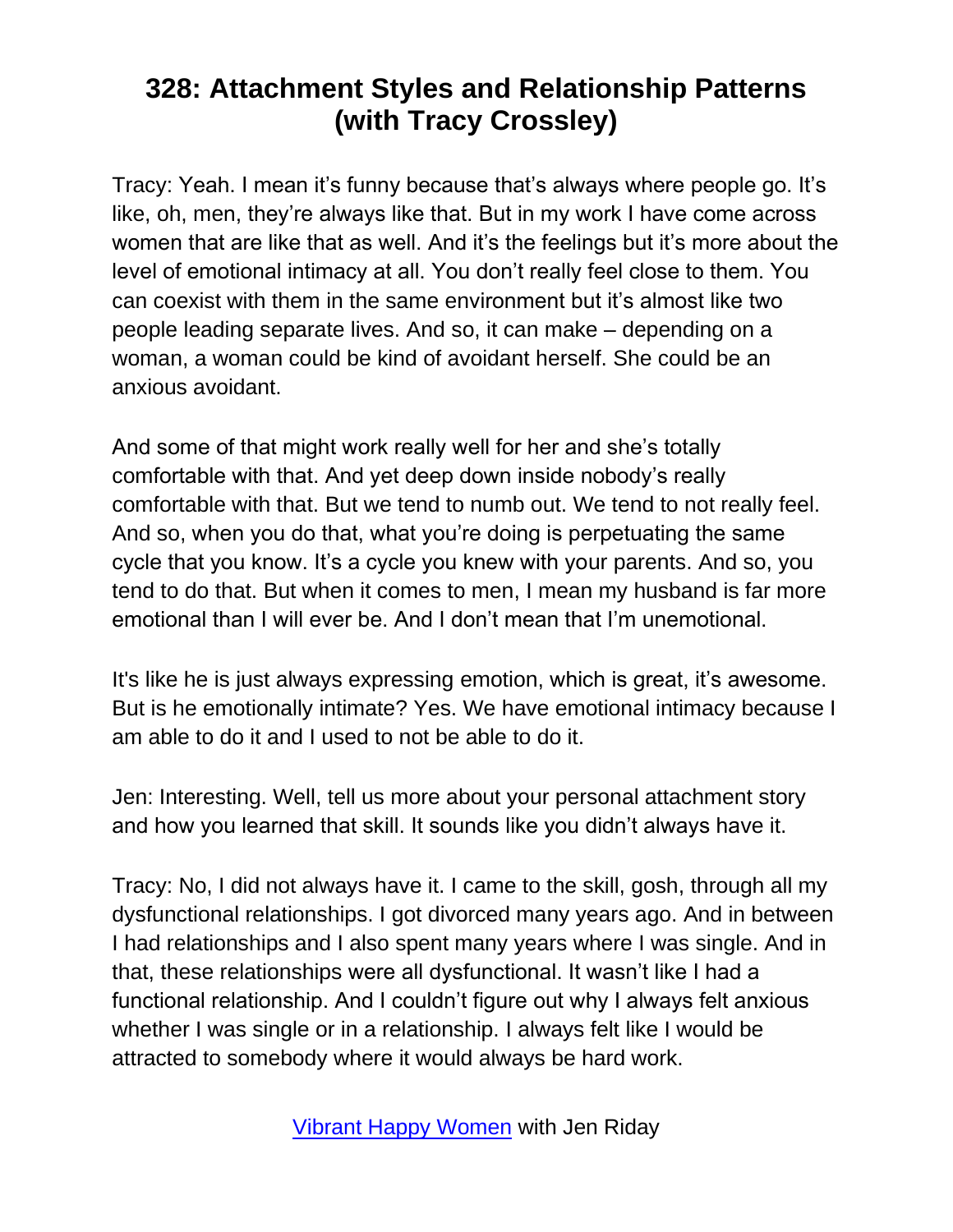# 328: Attachment Styles and Relationship Patterns (with Tracy Crossley)

Tracy: Yeah. I mean it's funny because that's always where people go. It's like, oh, men, they're always like that. But in my work I have come across women that are like that as well. And it's the feelings but it's more about the level of emotional intimacy at all. You don't really feel close to them. You can coexist with them in the same environment but it's almost like two people leading separate lives. And so, it can make – depending on a woman, a woman could be kind of avoidant herself. She could be an anxious avoidant.

And some of that might work really well for her and she's totally comfortable with that. And yet deep down inside nobody's really comfortable with that. But we tend to numb out. We tend to not really feel. And so, when you do that, what you're doing is perpetuating the same cycle that you know. It's a cycle you knew with your parents. And so, you tend to do that. But when it comes to men, I mean my husband is far more emotional than I will ever be. And I don't mean that I'm unemotional.

It's like he is just always expressing emotion, which is great, it's awesome. But is he emotionally intimate? Yes. We have emotional intimacy because I am able to do it and I used to not be able to do it.

Jen: Interesting. Well, tell us more about your personal attachment story and how you learned that skill. It sounds like you didn't always have it.

Tracy: No, I did not always have it. I came to the skill, gosh, through all my dysfunctional relationships. I got divorced many years ago. And in between I had relationships and I also spent many years where I was single. And in that, these relationships were all dysfunctional. It wasn't like I had a functional relationship. And I couldn't figure out why I always felt anxious whether I was single or in a relationship. I always felt like I would be attracted to somebody where it would always be hard work.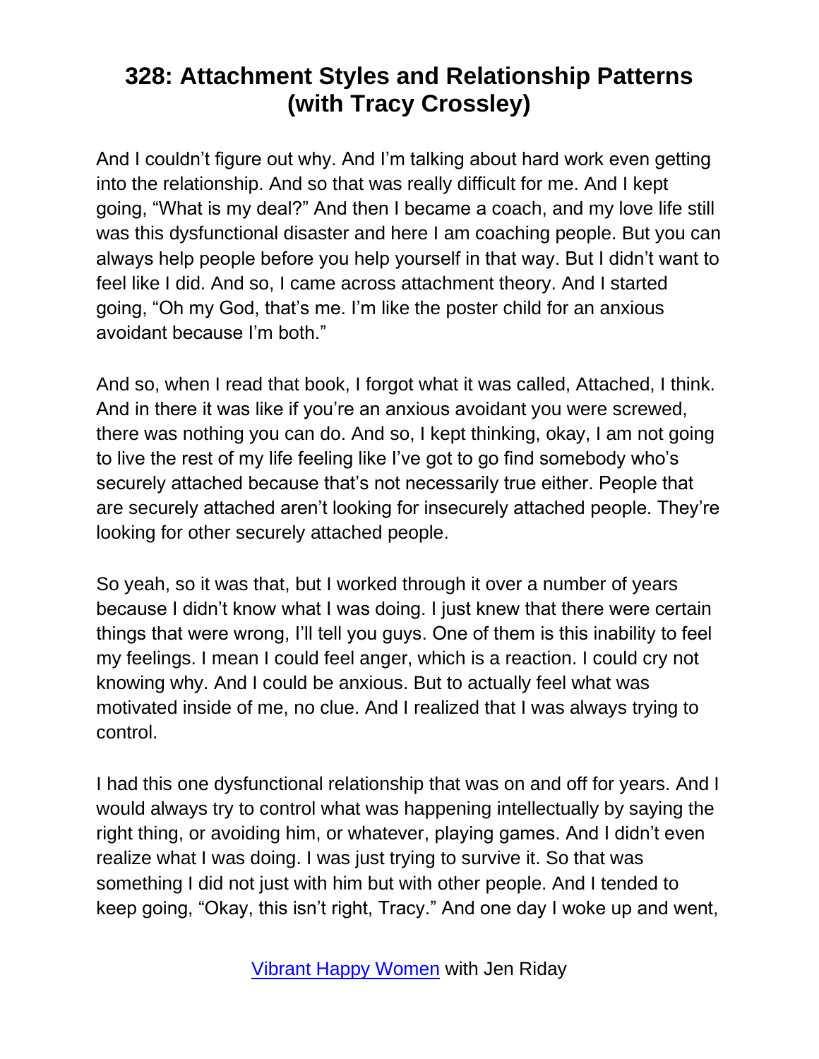And I couldn't figure out why. And I'm talking about hard work even getting into the relationship. And so that was really difficult for me. And I kept going, "What is my deal?" And then I became a coach, and my love life still was this dysfunctional disaster and here I am coaching people. But you can always help people before you help yourself in that way. But I didn't want to feel like I did. And so, I came across attachment theory. And I started going, "Oh my God, that's me. I'm like the poster child for an anxious avoidant because I'm both."

And so, when I read that book, I forgot what it was called, Attached, I think. And in there it was like if you're an anxious avoidant you were screwed, there was nothing you can do. And so, I kept thinking, okay, I am not going to live the rest of my life feeling like I've got to go find somebody who's securely attached because that's not necessarily true either. People that are securely attached aren't looking for insecurely attached people. They're looking for other securely attached people.

So yeah, so it was that, but I worked through it over a number of years because I didn't know what I was doing. I just knew that there were certain things that were wrong, I'll tell you guys. One of them is this inability to feel my feelings. I mean I could feel anger, which is a reaction. I could cry not knowing why. And I could be anxious. But to actually feel what was motivated inside of me, no clue. And I realized that I was always trying to control.

I had this one dysfunctional relationship that was on and off for years. And I would always try to control what was happening intellectually by saying the right thing, or avoiding him, or whatever, playing games. And I didn't even realize what I was doing. I was just trying to survive it. So that was something I did not just with him but with other people. And I tended to keep going, "Okay, this isn't right, Tracy." And one day I woke up and went,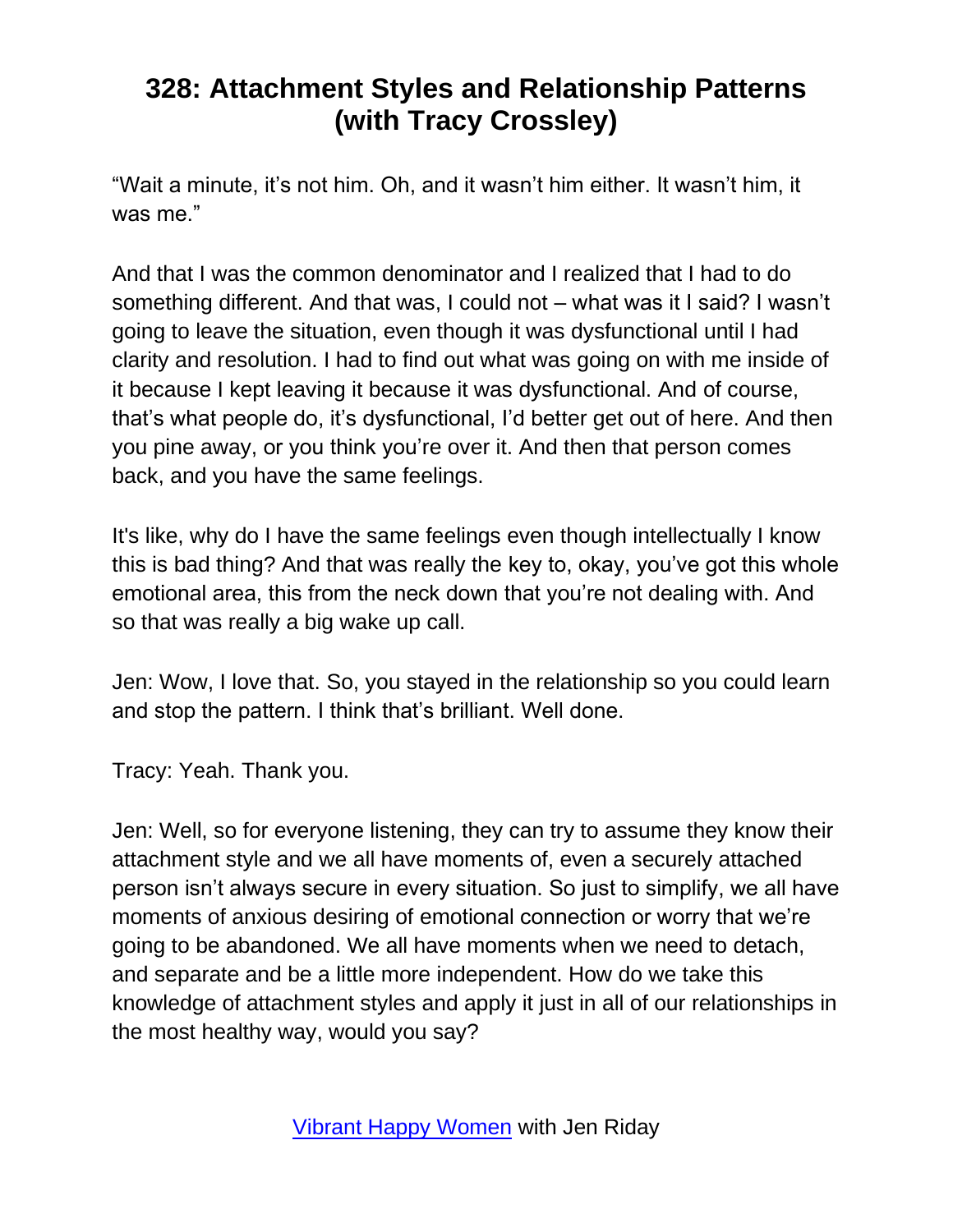“Wait a minute, it’s not him. Oh, and it wasn’t him either. It wasn’t him, it was me.”

And that I was the common denominator and I realized that I had to do something different. And that was, I could not – what was it I said? I wasn’t going to leave the situation, even though it was dysfunctional until I had clarity and resolution. I had to find out what was going on with me inside of it because I kept leaving it because it was dysfunctional. And of course, that’s what people do, it’s dysfunctional, I’d better get out of here. And then you pine away, or you think you’re over it. And then that person comes back, and you have the same feelings.

It's like, why do I have the same feelings even though intellectually I know this is bad thing? And that was really the key to, okay, you’ve got this whole emotional area, this from the neck down that you’re not dealing with. And so that was really a big wake up call.

Jen: Wow, I love that. So, you stayed in the relationship so you could learn and stop the pattern. I think that’s brilliant. Well done.

Tracy: Yeah. Thank you.

Jen: Well, so for everyone listening, they can try to assume they know their attachment style and we all have moments of, even a securely attached person isn’t always secure in every situation. So just to simplify, we all have moments of anxious desiring of emotional connection or worry that we’re going to be abandoned. We all have moments when we need to detach, and separate and be a little more independent. How do we take this knowledge of attachment styles and apply it just in all of our relationships in the most healthy way, would you say?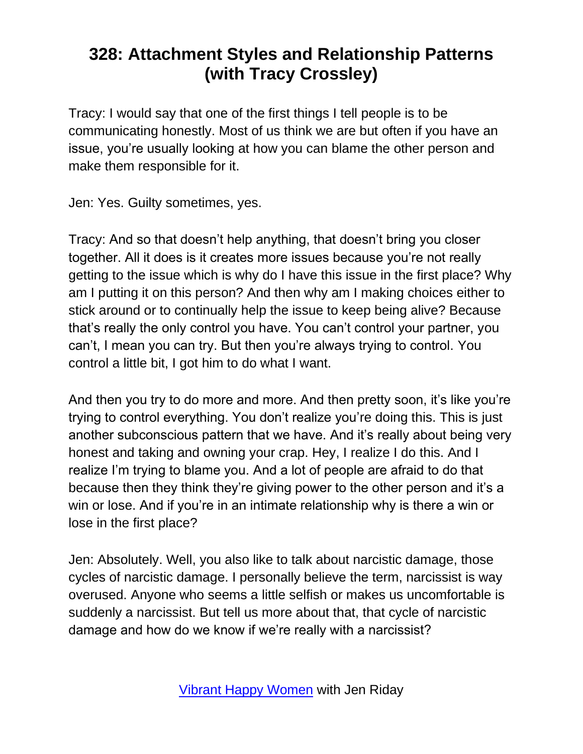# 328: Attachment Styles and Relationship Patterns (with Tracy Crossley)

Tracy: I would say that one of the first things I tell people is to be communicating honestly. Most of us think we are but often if you have an issue, you're usually looking at how you can blame the other person and make them responsible for it.

Jen: Yes. Guilty sometimes, yes.

Tracy: And so that doesn't help anything, that doesn't bring you closer together. All it does is it creates more issues because you're not really getting to the issue which is why do I have this issue in the first place? Why am I putting it on this person? And then why am I making choices either to stick around or to continually help the issue to keep being alive? Because that's really the only control you have. You can't control your partner, you can't, I mean you can try. But then you're always trying to control. You control a little bit, I got him to do what I want.

And then you try to do more and more. And then pretty soon, it's like you're trying to control everything. You don't realize you're doing this. This is just another subconscious pattern that we have. And it's really about being very honest and taking and owning your crap. Hey, I realize I do this. And I realize I'm trying to blame you. And a lot of people are afraid to do that because then they think they're giving power to the other person and it's a win or lose. And if you're in an intimate relationship why is there a win or lose in the first place?

Jen: Absolutely. Well, you also like to talk about narcistic damage, those cycles of narcistic damage. I personally believe the term, narcissist is way overused. Anyone who seems a little selfish or makes us uncomfortable is suddenly a narcissist. But tell us more about that, that cycle of narcistic damage and how do we know if we're really with a narcissist?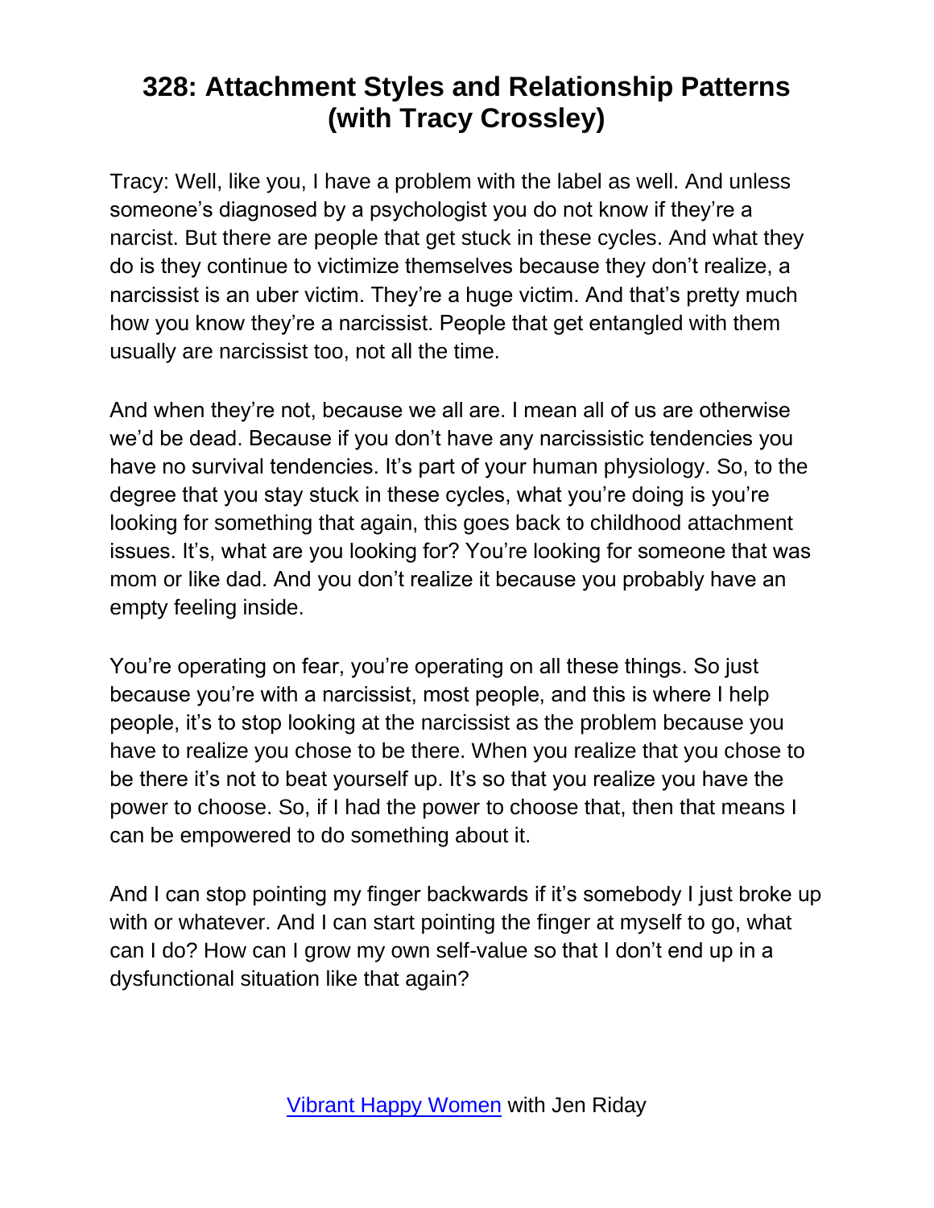# 328: Attachment Styles and Relationship Patterns (with Tracy Crossley)

Tracy: Well, like you, I have a problem with the label as well. And unless someone's diagnosed by a psychologist you do not know if they're a narcist. But there are people that get stuck in these cycles. And what they do is they continue to victimize themselves because they don't realize, a narcissist is an uber victim. They're a huge victim. And that's pretty much how you know they're a narcissist. People that get entangled with them usually are narcissist too, not all the time.

And when they're not, because we all are. I mean all of us are otherwise we'd be dead. Because if you don't have any narcissistic tendencies you have no survival tendencies. It's part of your human physiology. So, to the degree that you stay stuck in these cycles, what you're doing is you're looking for something that again, this goes back to childhood attachment issues. It's, what are you looking for? You're looking for someone that was mom or like dad. And you don't realize it because you probably have an empty feeling inside.

You're operating on fear, you're operating on all these things. So just because you're with a narcissist, most people, and this is where I help people, it's to stop looking at the narcissist as the problem because you have to realize you chose to be there. When you realize that you chose to be there it's not to beat yourself up. It's so that you realize you have the power to choose. So, if I had the power to choose that, then that means I can be empowered to do something about it.

And I can stop pointing my finger backwards if it's somebody I just broke up with or whatever. And I can start pointing the finger at myself to go, what can I do? How can I grow my own self-value so that I don't end up in a dysfunctional situation like that again?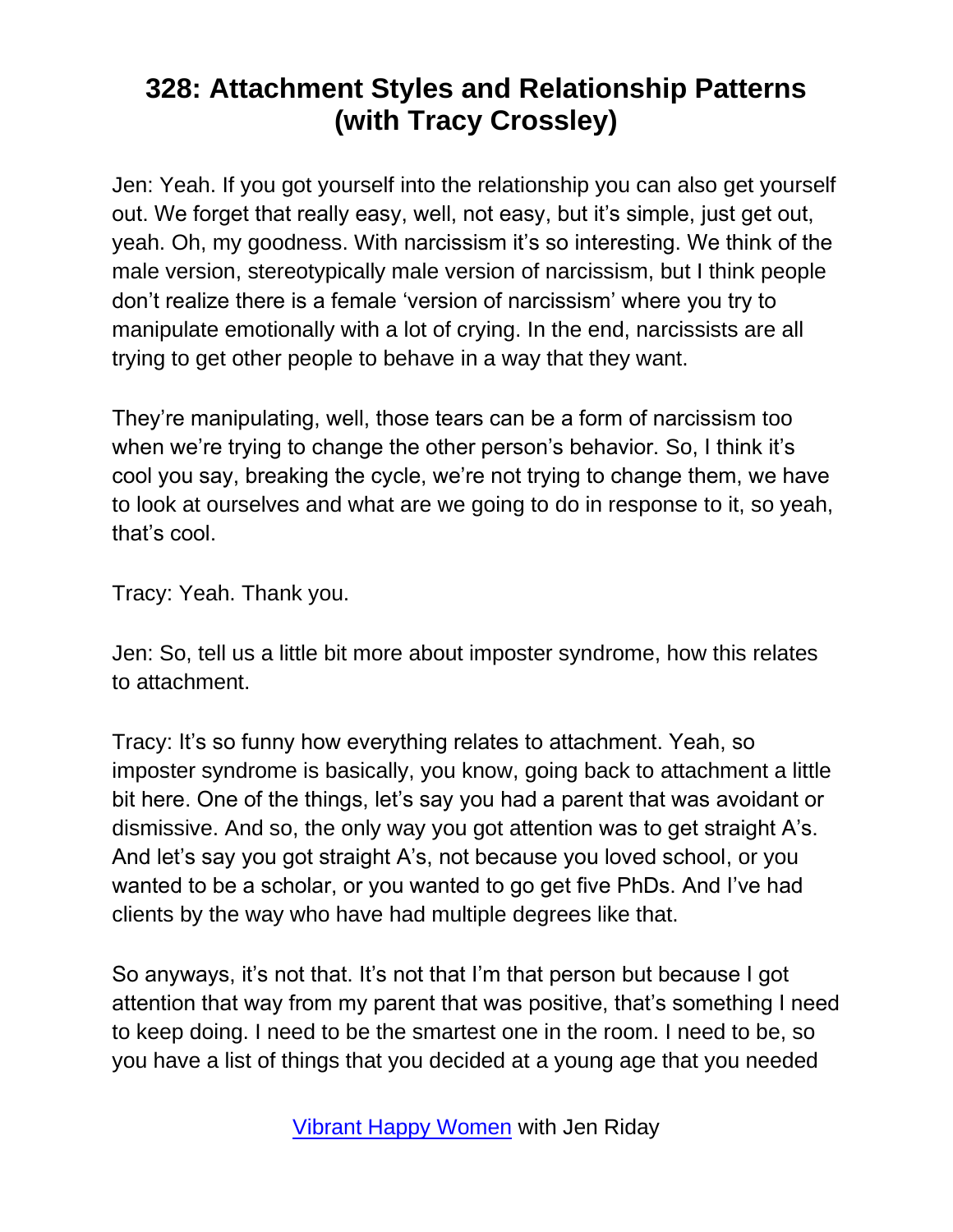Jen: Yeah. If you got yourself into the relationship you can also get yourself out. We forget that really easy, well, not easy, but it's simple, just get out, yeah. Oh, my goodness. With narcissism it's so interesting. We think of the male version, stereotypically male version of narcissism, but I think people don't realize there is a female 'version of narcissism' where you try to manipulate emotionally with a lot of crying. In the end, narcissists are all trying to get other people to behave in a way that they want.

They're manipulating, well, those tears can be a form of narcissism too when we're trying to change the other person's behavior. So, I think it's cool you say, breaking the cycle, we're not trying to change them, we have to look at ourselves and what are we going to do in response to it, so yeah, that's cool.

Tracy: Yeah. Thank you.

Jen: So, tell us a little bit more about imposter syndrome, how this relates to attachment.

Tracy: It's so funny how everything relates to attachment. Yeah, so imposter syndrome is basically, you know, going back to attachment a little bit here. One of the things, let's say you had a parent that was avoidant or dismissive. And so, the only way you got attention was to get straight A's. And let's say you got straight A's, not because you loved school, or you wanted to be a scholar, or you wanted to go get five PhDs. And I've had clients by the way who have had multiple degrees like that.

So anyways, it's not that. It's not that I'm that person but because I got attention that way from my parent that was positive, that's something I need to keep doing. I need to be the smartest one in the room. I need to be, so you have a list of things that you decided at a young age that you needed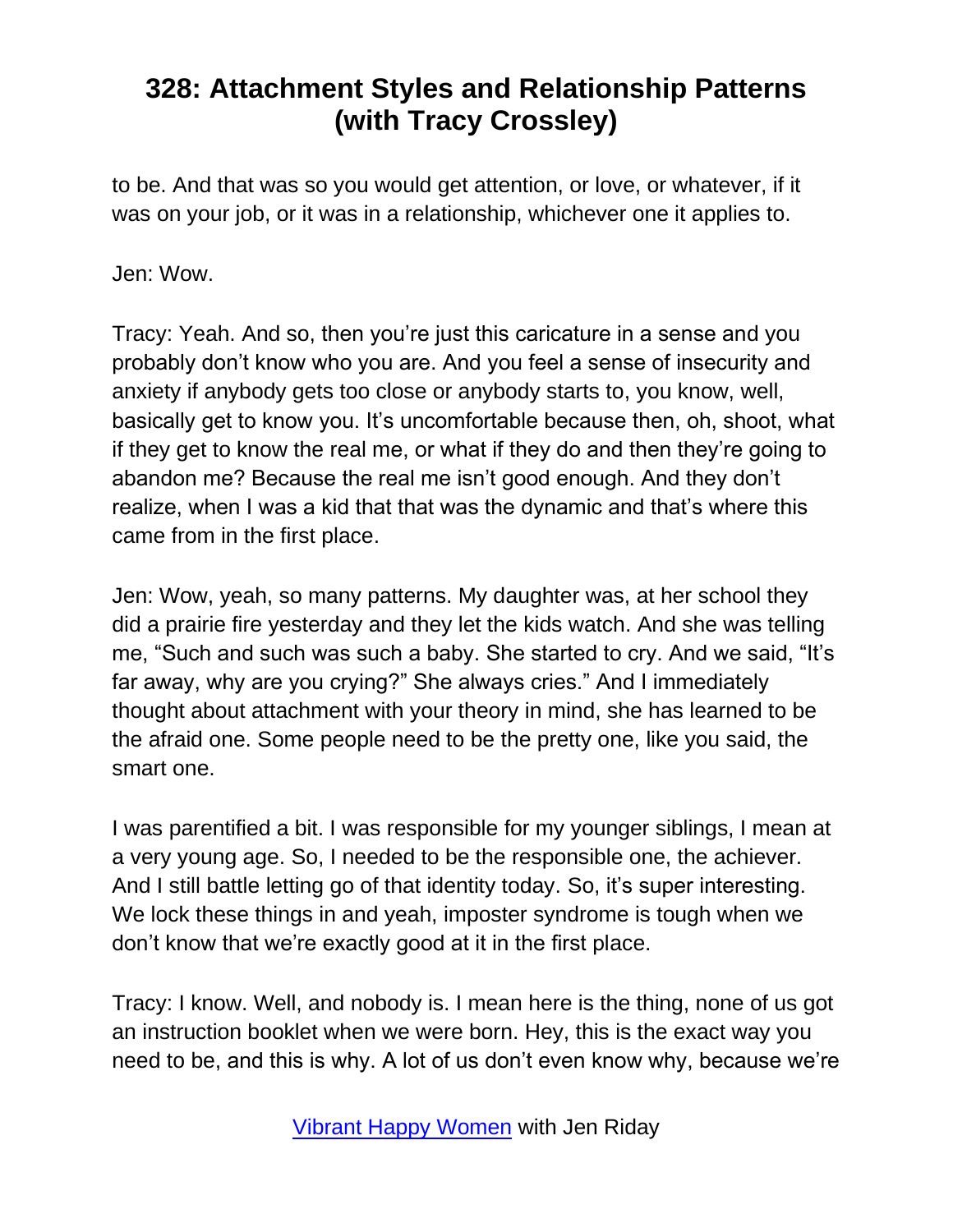to be. And that was so you would get attention, or love, or whatever, if it was on your job, or it was in a relationship, whichever one it applies to.

Jen: Wow.

Tracy: Yeah. And so, then you're just this caricature in a sense and you probably don't know who you are. And you feel a sense of insecurity and anxiety if anybody gets too close or anybody starts to, you know, well, basically get to know you. It's uncomfortable because then, oh, shoot, what if they get to know the real me, or what if they do and then they're going to abandon me? Because the real me isn't good enough. And they don't realize, when I was a kid that that was the dynamic and that's where this came from in the first place.

Jen: Wow, yeah, so many patterns. My daughter was, at her school they did a prairie fire yesterday and they let the kids watch. And she was telling me, "Such and such was such a baby. She started to cry. And we said, "It's far away, why are you crying?" She always cries." And I immediately thought about attachment with your theory in mind, she has learned to be the afraid one. Some people need to be the pretty one, like you said, the smart one.

I was parentified a bit. I was responsible for my younger siblings, I mean at a very young age. So, I needed to be the responsible one, the achiever. And I still battle letting go of that identity today. So, it's super interesting. We lock these things in and yeah, imposter syndrome is tough when we don't know that we're exactly good at it in the first place.

Tracy: I know. Well, and nobody is. I mean here is the thing, none of us got an instruction booklet when we were born. Hey, this is the exact way you need to be, and this is why. A lot of us don't even know why, because we're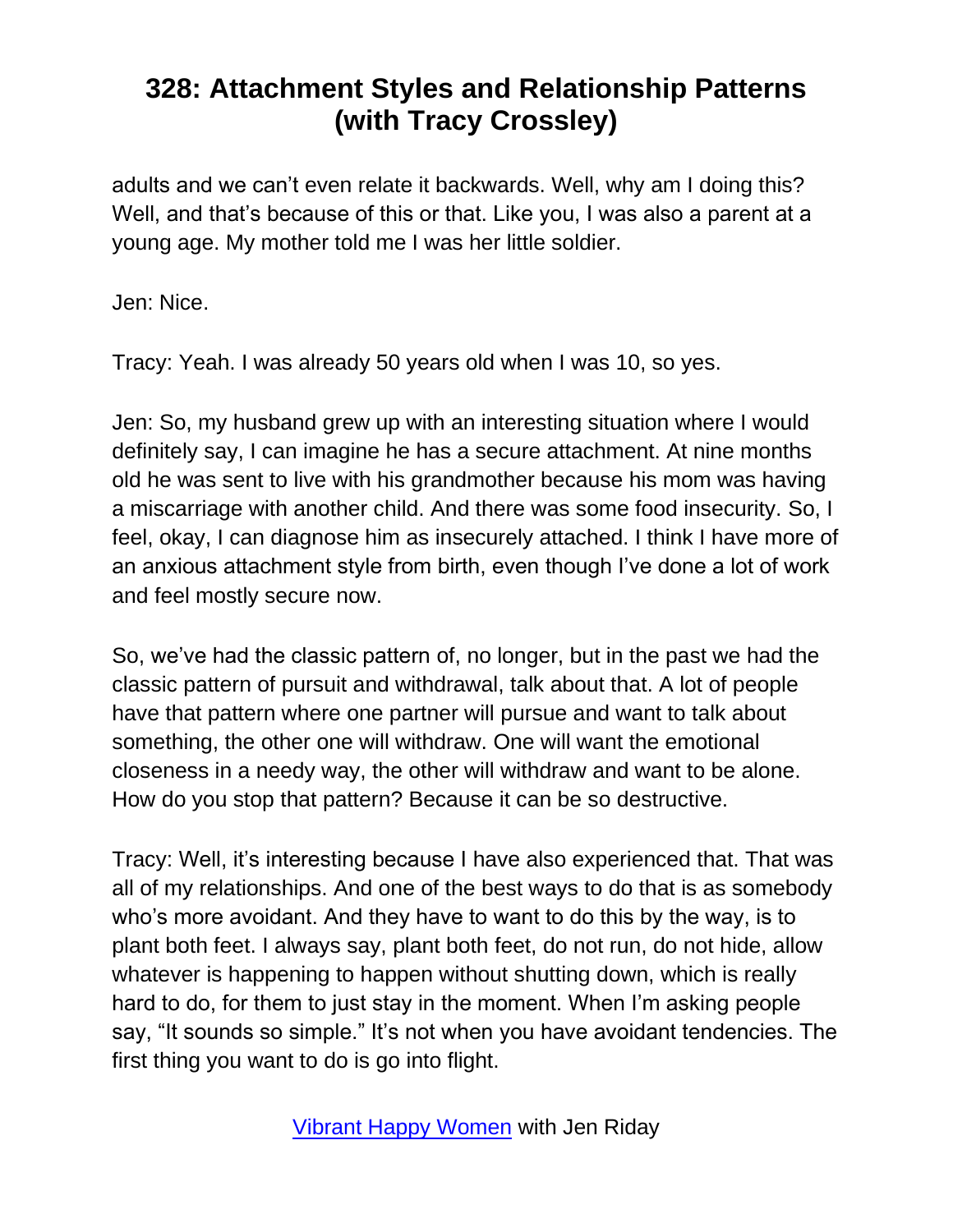adults and we can't even relate it backwards. Well, why am I doing this? Well, and that's because of this or that. Like you, I was also a parent at a young age. My mother told me I was her little soldier.

Jen: Nice.

Tracy: Yeah. I was already 50 years old when I was 10, so yes.

Jen: So, my husband grew up with an interesting situation where I would definitely say, I can imagine he has a secure attachment. At nine months old he was sent to live with his grandmother because his mom was having a miscarriage with another child. And there was some food insecurity. So, I feel, okay, I can diagnose him as insecurely attached. I think I have more of an anxious attachment style from birth, even though I've done a lot of work and feel mostly secure now.

So, we've had the classic pattern of, no longer, but in the past we had the classic pattern of pursuit and withdrawal, talk about that. A lot of people have that pattern where one partner will pursue and want to talk about something, the other one will withdraw. One will want the emotional closeness in a needy way, the other will withdraw and want to be alone. How do you stop that pattern? Because it can be so destructive.

Tracy: Well, it's interesting because I have also experienced that. That was all of my relationships. And one of the best ways to do that is as somebody who's more avoidant. And they have to want to do this by the way, is to plant both feet. I always say, plant both feet, do not run, do not hide, allow whatever is happening to happen without shutting down, which is really hard to do, for them to just stay in the moment. When I'm asking people say, "It sounds so simple." It's not when you have avoidant tendencies. The first thing you want to do is go into flight.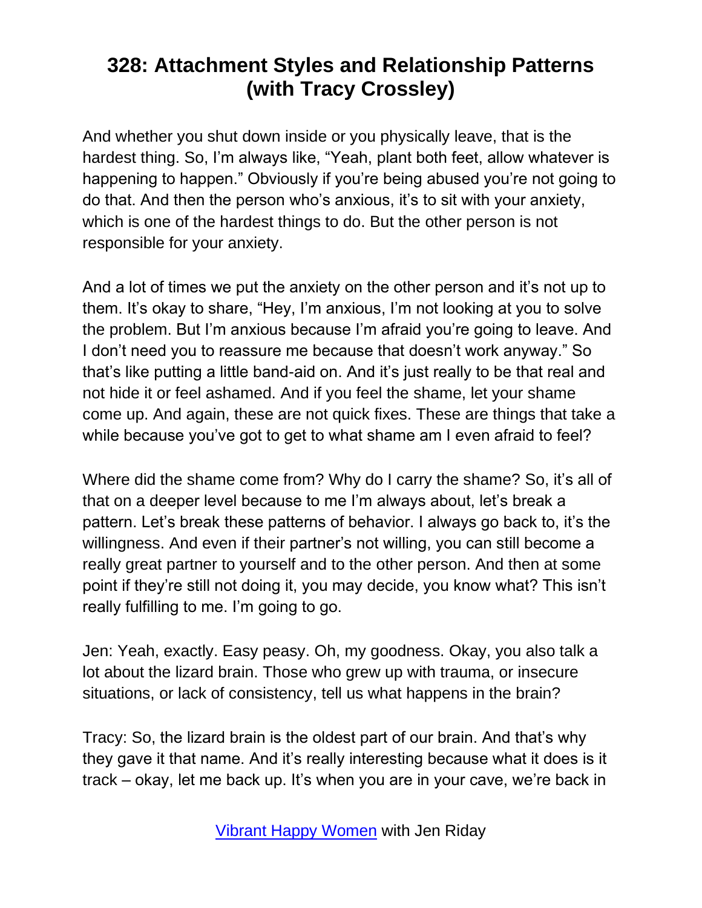# 328: Attachment Styles and Relationship Patterns (with Tracy Crossley)

And whether you shut down inside or you physically leave, that is the hardest thing. So, I'm always like, "Yeah, plant both feet, allow whatever is happening to happen." Obviously if you're being abused you're not going to do that. And then the person who's anxious, it's to sit with your anxiety, which is one of the hardest things to do. But the other person is not responsible for your anxiety.

And a lot of times we put the anxiety on the other person and it's not up to them. It's okay to share, "Hey, I'm anxious, I'm not looking at you to solve the problem. But I'm anxious because I'm afraid you're going to leave. And I don't need you to reassure me because that doesn't work anyway." So that's like putting a little band-aid on. And it's just really to be that real and not hide it or feel ashamed. And if you feel the shame, let your shame come up. And again, these are not quick fixes. These are things that take a while because you've got to get to what shame am I even afraid to feel?

Where did the shame come from? Why do I carry the shame? So, it's all of that on a deeper level because to me I'm always about, let's break a pattern. Let's break these patterns of behavior. I always go back to, it's the willingness. And even if their partner's not willing, you can still become a really great partner to yourself and to the other person. And then at some point if they're still not doing it, you may decide, you know what? This isn't really fulfilling to me. I'm going to go.

Jen: Yeah, exactly. Easy peasy. Oh, my goodness. Okay, you also talk a lot about the lizard brain. Those who grew up with trauma, or insecure situations, or lack of consistency, tell us what happens in the brain?

Tracy: So, the lizard brain is the oldest part of our brain. And that's why they gave it that name. And it's really interesting because what it does is it track – okay, let me back up. It's when you are in your cave, we're back in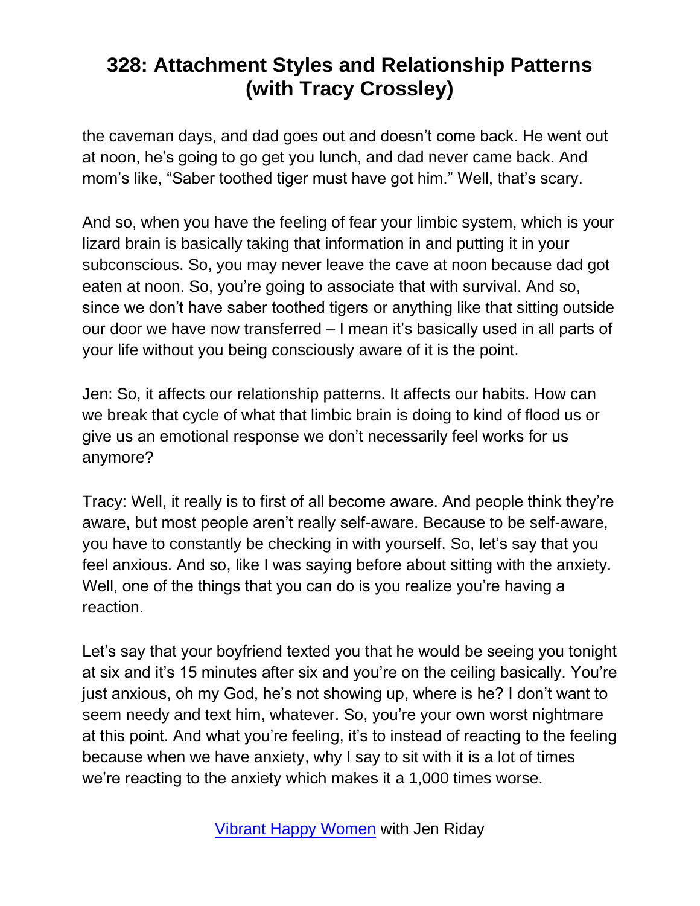the caveman days, and dad goes out and doesn't come back. He went out at noon, he's going to go get you lunch, and dad never came back. And mom's like, "Saber toothed tiger must have got him." Well, that's scary.

And so, when you have the feeling of fear your limbic system, which is your lizard brain is basically taking that information in and putting it in your subconscious. So, you may never leave the cave at noon because dad got eaten at noon. So, you're going to associate that with survival. And so, since we don't have saber toothed tigers or anything like that sitting outside our door we have now transferred – I mean it's basically used in all parts of your life without you being consciously aware of it is the point.

Jen: So, it affects our relationship patterns. It affects our habits. How can we break that cycle of what that limbic brain is doing to kind of flood us or give us an emotional response we don't necessarily feel works for us anymore?

Tracy: Well, it really is to first of all become aware. And people think they're aware, but most people aren't really self-aware. Because to be self-aware, you have to constantly be checking in with yourself. So, let's say that you feel anxious. And so, like I was saying before about sitting with the anxiety. Well, one of the things that you can do is you realize you're having a reaction.

Let's say that your boyfriend texted you that he would be seeing you tonight at six and it's 15 minutes after six and you're on the ceiling basically. You're just anxious, oh my God, he's not showing up, where is he? I don't want to seem needy and text him, whatever. So, you're your own worst nightmare at this point. And what you're feeling, it's to instead of reacting to the feeling because when we have anxiety, why I say to sit with it is a lot of times we're reacting to the anxiety which makes it a 1,000 times worse.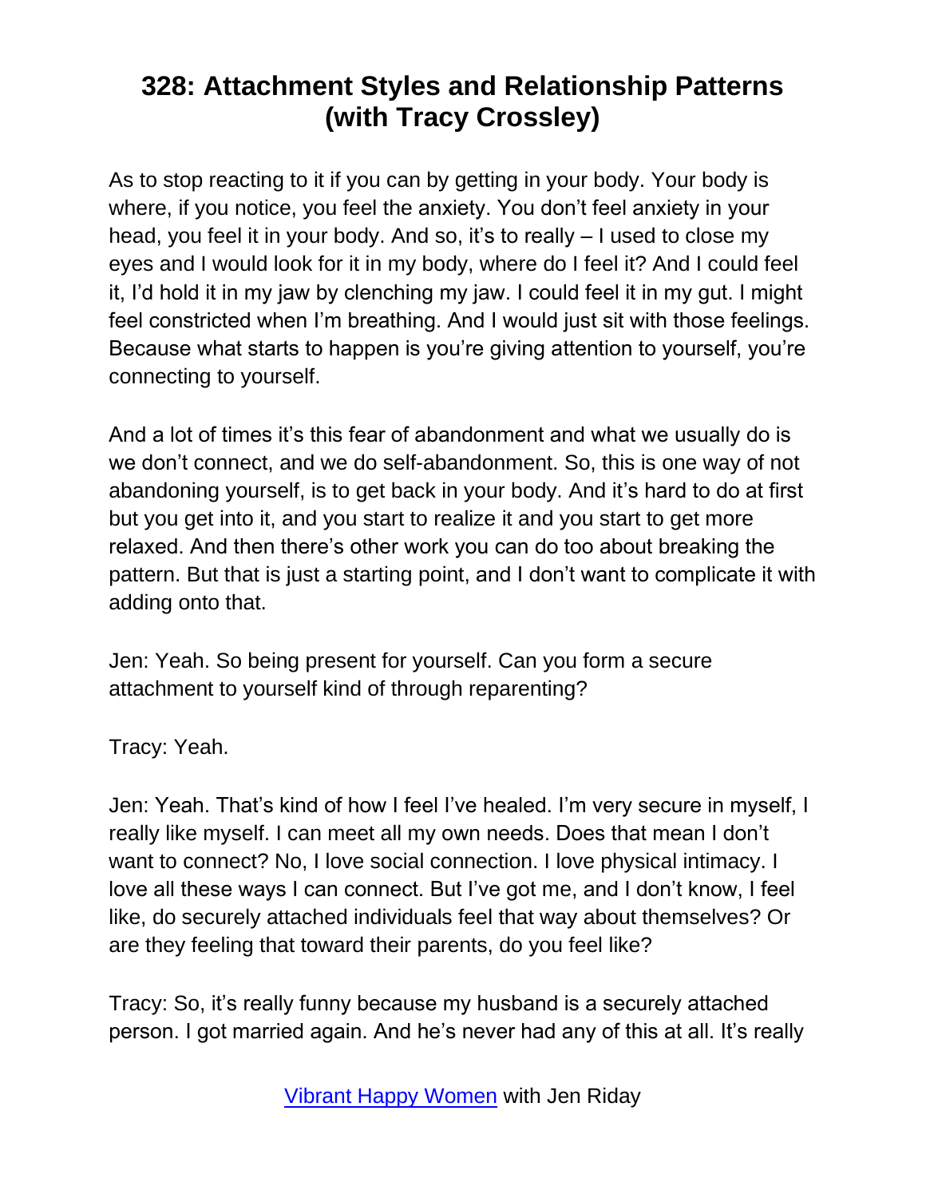As to stop reacting to it if you can by getting in your body. Your body is where, if you notice, you feel the anxiety. You don't feel anxiety in your head, you feel it in your body. And so, it's to really – I used to close my eyes and I would look for it in my body, where do I feel it? And I could feel it, I'd hold it in my jaw by clenching my jaw. I could feel it in my gut. I might feel constricted when I'm breathing. And I would just sit with those feelings. Because what starts to happen is you're giving attention to yourself, you're connecting to yourself.

And a lot of times it's this fear of abandonment and what we usually do is we don't connect, and we do self-abandonment. So, this is one way of not abandoning yourself, is to get back in your body. And it's hard to do at first but you get into it, and you start to realize it and you start to get more relaxed. And then there's other work you can do too about breaking the pattern. But that is just a starting point, and I don't want to complicate it with adding onto that.

Jen: Yeah. So being present for yourself. Can you form a secure attachment to yourself kind of through reparenting?

Tracy: Yeah.

Jen: Yeah. That's kind of how I feel I've healed. I'm very secure in myself, I really like myself. I can meet all my own needs. Does that mean I don't want to connect? No, I love social connection. I love physical intimacy. I love all these ways I can connect. But I've got me, and I don't know, I feel like, do securely attached individuals feel that way about themselves? Or are they feeling that toward their parents, do you feel like?

Tracy: So, it's really funny because my husband is a securely attached person. I got married again. And he's never had any of this at all. It's really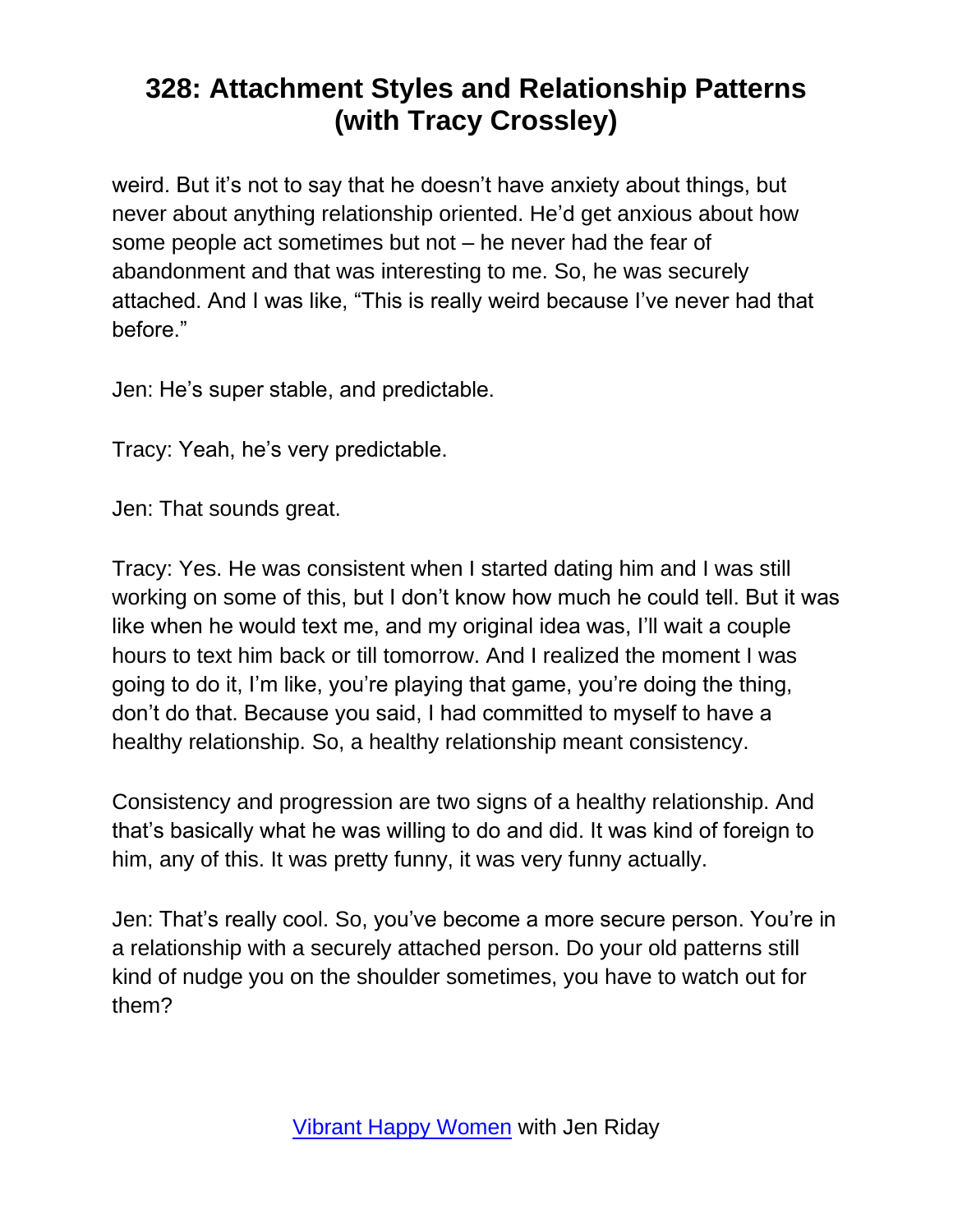weird. But it’s not to say that he doesn’t have anxiety about things, but never about anything relationship oriented. He’d get anxious about how some people act sometimes but not – he never had the fear of abandonment and that was interesting to me. So, he was securely attached. And I was like, “This is really weird because I’ve never had that before.”

Jen: He’s super stable, and predictable.

Tracy: Yeah, he’s very predictable.

Jen: That sounds great.

Tracy: Yes. He was consistent when I started dating him and I was still working on some of this, but I don’t know how much he could tell. But it was like when he would text me, and my original idea was, I’ll wait a couple hours to text him back or till tomorrow. And I realized the moment I was going to do it, I’m like, you’re playing that game, you’re doing the thing, don’t do that. Because you said, I had committed to myself to have a healthy relationship. So, a healthy relationship meant consistency.

Consistency and progression are two signs of a healthy relationship. And that’s basically what he was willing to do and did. It was kind of foreign to him, any of this. It was pretty funny, it was very funny actually.

Jen: That’s really cool. So, you’ve become a more secure person. You’re in a relationship with a securely attached person. Do your old patterns still kind of nudge you on the shoulder sometimes, you have to watch out for them?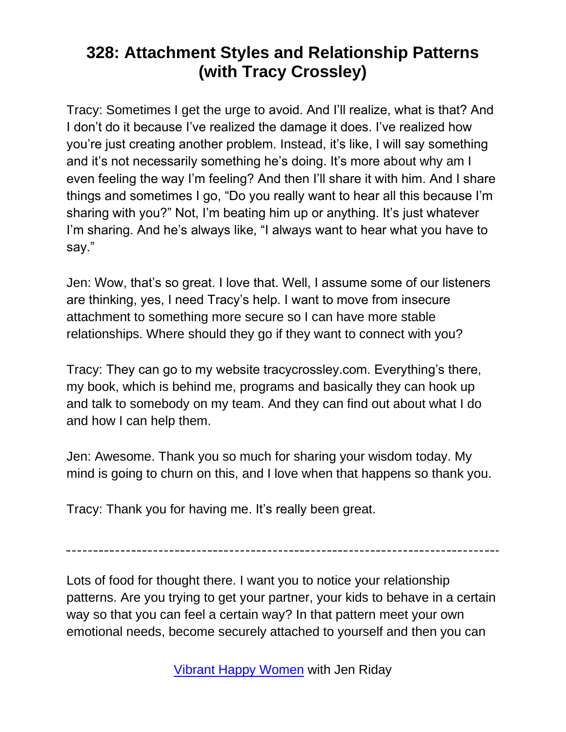# 328: Attachment Styles and Relationship Patterns (with Tracy Crossley)

Tracy: Sometimes I get the urge to avoid. And I'll realize, what is that? And I don't do it because I've realized the damage it does. I've realized how you're just creating another problem. Instead, it's like, I will say something and it's not necessarily something he's doing. It's more about why am I even feeling the way I'm feeling? And then I'll share it with him. And I share things and sometimes I go, "Do you really want to hear all this because I'm sharing with you?" Not, I'm beating him up or anything. It's just whatever I'm sharing. And he's always like, "I always want to hear what you have to say."

Jen: Wow, that's so great. I love that. Well, I assume some of our listeners are thinking, yes, I need Tracy's help. I want to move from insecure attachment to something more secure so I can have more stable relationships. Where should they go if they want to connect with you?

Tracy: They can go to my website tracycrossley.com. Everything's there, my book, which is behind me, programs and basically they can hook up and talk to somebody on my team. And they can find out about what I do and how I can help them.

Jen: Awesome. Thank you so much for sharing your wisdom today. My mind is going to churn on this, and I love when that happens so thank you.

Tracy: Thank you for having me. It's really been great.

---

Lots of food for thought there. I want you to notice your relationship patterns. Are you trying to get your partner, your kids to behave in a certain way so that you can feel a certain way? In that pattern meet your own emotional needs, become securely attached to yourself and then you can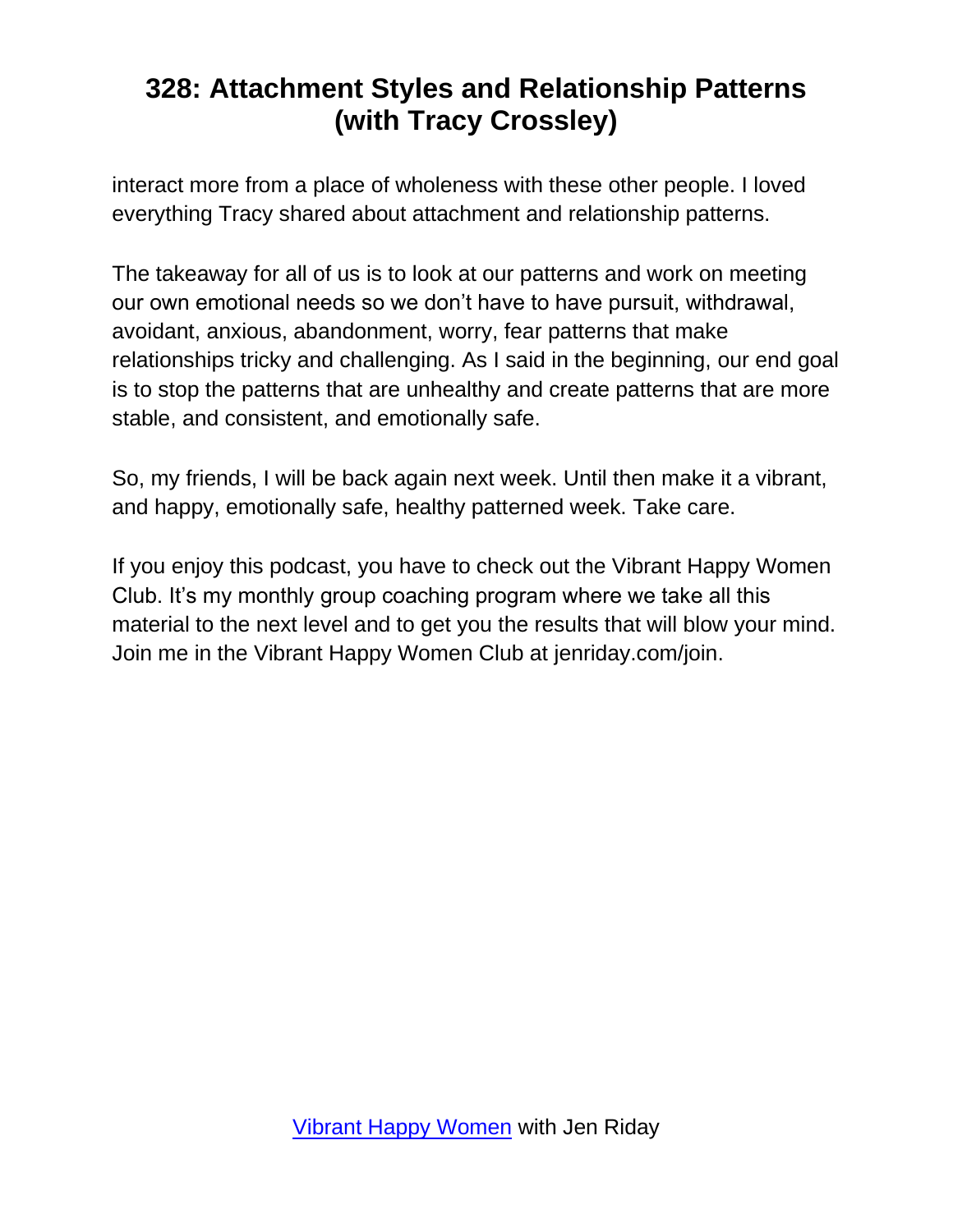interact more from a place of wholeness with these other people. I loved everything Tracy shared about attachment and relationship patterns.

The takeaway for all of us is to look at our patterns and work on meeting our own emotional needs so we don't have to have pursuit, withdrawal, avoidant, anxious, abandonment, worry, fear patterns that make relationships tricky and challenging. As I said in the beginning, our end goal is to stop the patterns that are unhealthy and create patterns that are more stable, and consistent, and emotionally safe.

So, my friends, I will be back again next week. Until then make it a vibrant, and happy, emotionally safe, healthy patterned week. Take care.

If you enjoy this podcast, you have to check out the Vibrant Happy Women Club. It's my monthly group coaching program where we take all this material to the next level and to get you the results that will blow your mind. Join me in the Vibrant Happy Women Club at jenriday.com/join.